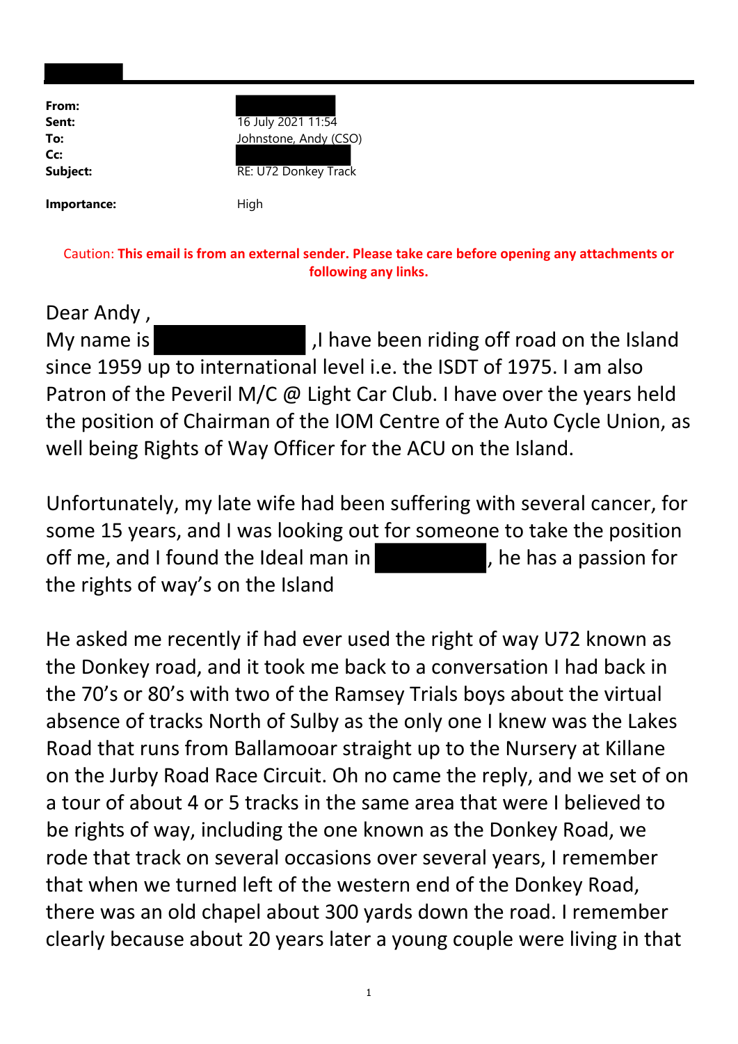**From:**
**Sent:** 16 July 2021 11:54
**To:** Johnstone, Andy (CSO)
**Cc:**
**Subject:** RE: U72 Donkey Track

**Importance:** High

Caution: **This email is from an external sender. Please take care before opening any attachments or following any links.**

Dear Andy ,
My name is ,I have been riding off road on the Island since 1959 up to international level i.e. the ISDT of 1975. I am also Patron of the Peveril M/C @ Light Car Club. I have over the years held the position of Chairman of the IOM Centre of the Auto Cycle Union, as well being Rights of Way Officer for the ACU on the Island.

Unfortunately, my late wife had been suffering with several cancer, for some 15 years, and I was looking out for someone to take the position off me, and I found the Ideal man in , he has a passion for the rights of way's on the Island

He asked me recently if had ever used the right of way U72 known as the Donkey road, and it took me back to a conversation I had back in the 70's or 80's with two of the Ramsey Trials boys about the virtual absence of tracks North of Sulby as the only one I knew was the Lakes Road that runs from Ballamooar straight up to the Nursery at Killane on the Jurby Road Race Circuit. Oh no came the reply, and we set of on a tour of about 4 or 5 tracks in the same area that were I believed to be rights of way, including the one known as the Donkey Road, we rode that track on several occasions over several years, I remember that when we turned left of the western end of the Donkey Road, there was an old chapel about 300 yards down the road. I remember clearly because about 20 years later a young couple were living in that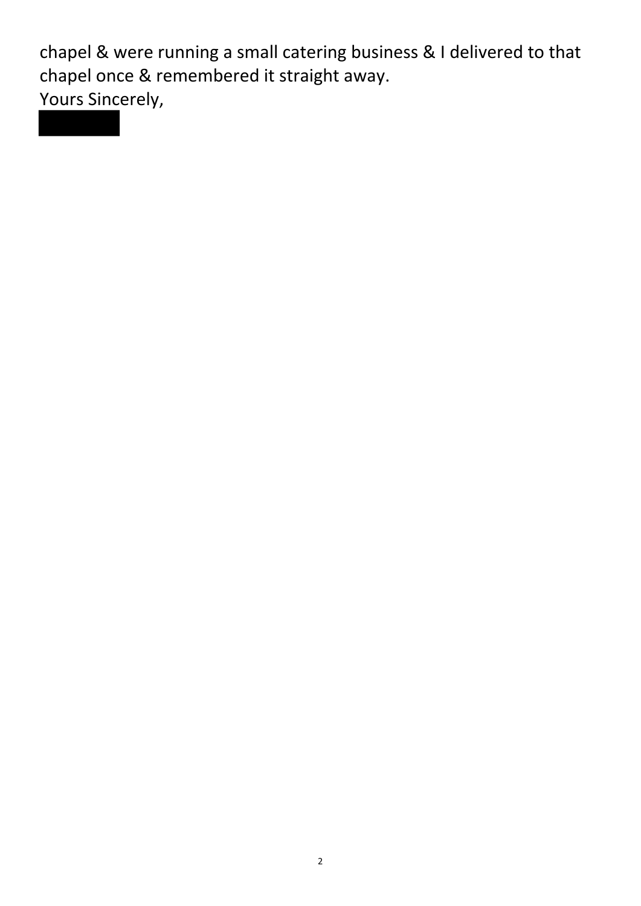chapel & were running a small catering business & I delivered to that chapel once & remembered it straight away.

Yours Sincerely,